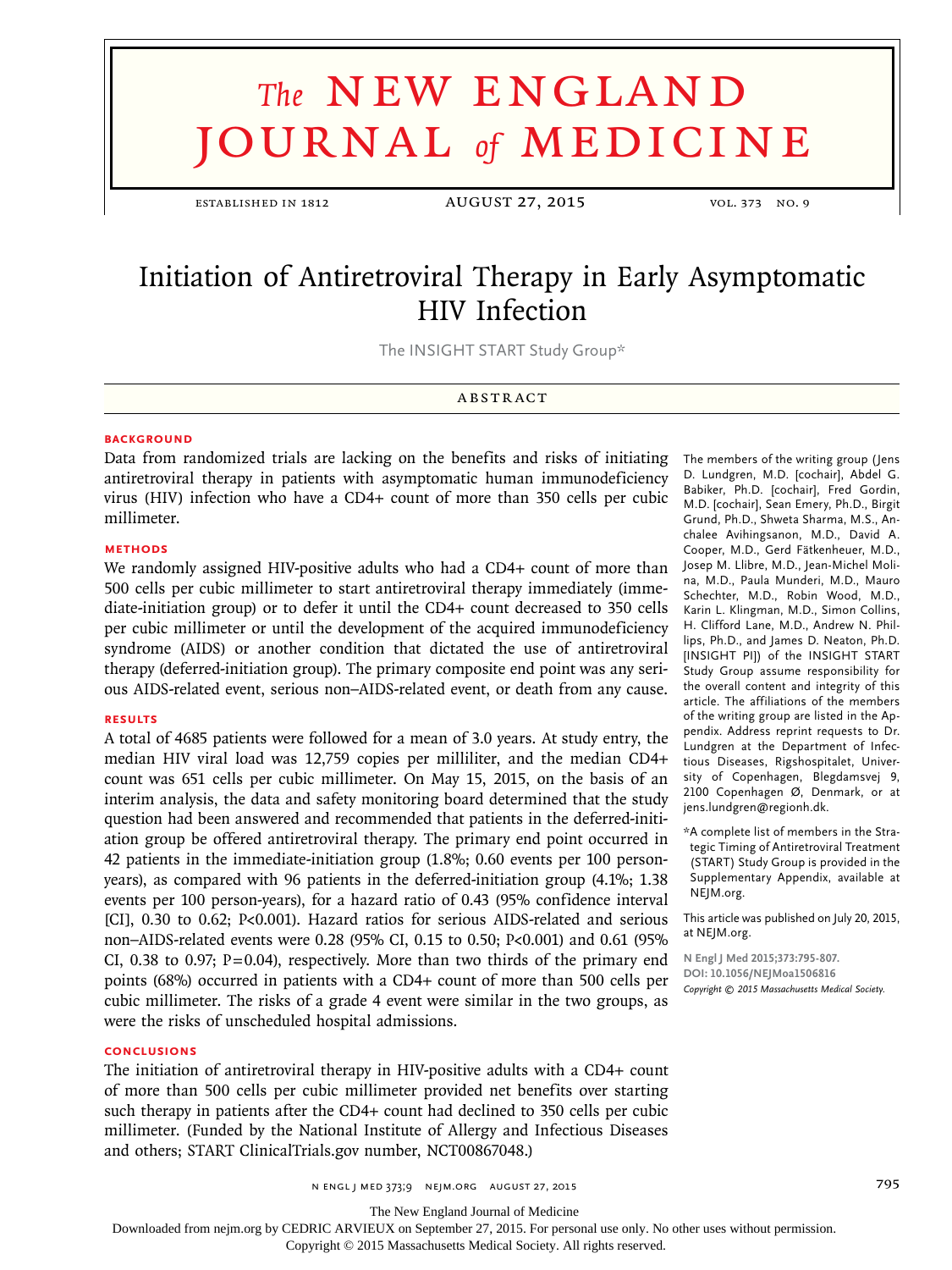# Initiation of Antiretroviral Therapy in Early Asymptomatic HIV Infection

The INSIGHT START Study Group*

## ABSTRACT

### BACKGROUND

Data from randomized trials are lacking on the benefits and risks of initiating antiretroviral therapy in patients with asymptomatic human immunodeficiency virus (HIV) infection who have a CD4+ count of more than 350 cells per cubic millimeter.

### METHODS

We randomly assigned HIV-positive adults who had a CD4+ count of more than 500 cells per cubic millimeter to start antiretroviral therapy immediately (immediate-initiation group) or to defer it until the CD4+ count decreased to 350 cells per cubic millimeter or until the development of the acquired immunodeficiency syndrome (AIDS) or another condition that dictated the use of antiretroviral therapy (deferred-initiation group). The primary composite end point was any serious AIDS-related event, serious non–AIDS-related event, or death from any cause.

### RESULTS

A total of 4685 patients were followed for a mean of 3.0 years. At study entry, the median HIV viral load was 12,759 copies per milliliter, and the median CD4+ count was 651 cells per cubic millimeter. On May 15, 2015, on the basis of an interim analysis, the data and safety monitoring board determined that the study question had been answered and recommended that patients in the deferred-initiation group be offered antiretroviral therapy. The primary end point occurred in 42 patients in the immediate-initiation group (1.8%; 0.60 events per 100 person-years), as compared with 96 patients in the deferred-initiation group (4.1%; 1.38 events per 100 person-years), for a hazard ratio of 0.43 (95% confidence interval [CI], 0.30 to 0.62; $P<0.001$). Hazard ratios for serious AIDS-related and serious non–AIDS-related events were 0.28 (95% CI, 0.15 to 0.50; $P<0.001$) and 0.61 (95% CI, 0.38 to 0.97; $P=0.04$), respectively. More than two thirds of the primary end points (68%) occurred in patients with a CD4+ count of more than 500 cells per cubic millimeter. The risks of a grade 4 event were similar in the two groups, as were the risks of unscheduled hospital admissions.

### CONCLUSIONS

The initiation of antiretroviral therapy in HIV-positive adults with a CD4+ count of more than 500 cells per cubic millimeter provided net benefits over starting such therapy in patients after the CD4+ count had declined to 350 cells per cubic millimeter. (Funded by the National Institute of Allergy and Infectious Diseases and others; START ClinicalTrials.gov number, NCT00867048.)

The members of the writing group (Jens D. Lundgren, M.D. [cochair], Abdel G. Babiker, Ph.D. [cochair], Fred Gordin, M.D. [cochair], Sean Emery, Ph.D., Birgit Grund, Ph.D., Shweta Sharma, M.S., Anchalee Avihingsanon, M.D., David A. Cooper, M.D., Gerd Fätkenheuer, M.D., Josep M. Llibre, M.D., Jean-Michel Molina, M.D., Paula Munderi, M.D., Mauro Schechter, M.D., Robin Wood, M.D., Karin L. Klingman, M.D., Simon Collins, H. Clifford Lane, M.D., Andrew N. Phillips, Ph.D., and James D. Neaton, Ph.D. [INSIGHT PI]) of the INSIGHT START Study Group assume responsibility for the overall content and integrity of this article. The affiliations of the members of the writing group are listed in the Appendix. Address reprint requests to Dr. Lundgren at the Department of Infectious Diseases, Rigshospitalet, University of Copenhagen, Blegdamsvej 9, 2100 Copenhagen Ø, Denmark, or at jens.lundgren@regionh.dk.

*A complete list of members in the Strategic Timing of Antiretroviral Treatment (START) Study Group is provided in the Supplementary Appendix, available at NEJM.org.

This article was published on July 20, 2015, at NEJM.org.

N Engl J Med 2015;373:795-807.
DOI: 10.1056/NEJMoa1506816
*Copyright © 2015 Massachusetts Medical Society.*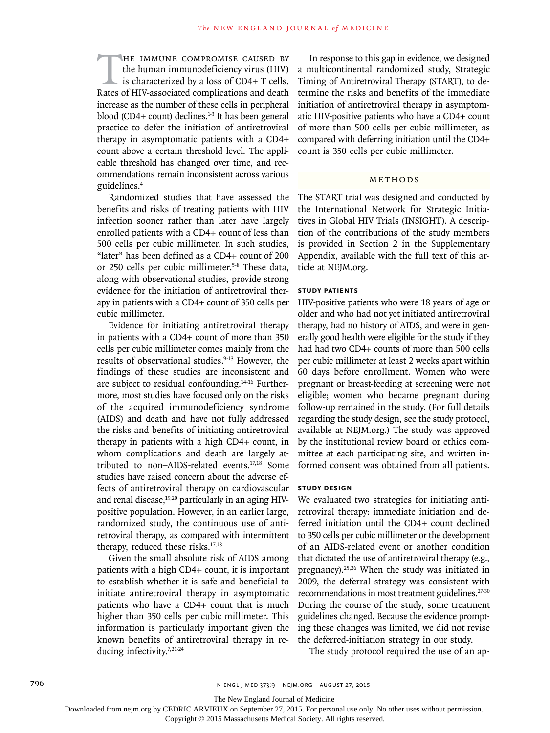The immune compromise caused by the human immunodeficiency virus (HIV) is characterized by a loss of CD4+ T cells. Rates of HIV-associated complications and death increase as the number of these cells in peripheral blood (CD4+ count) declines.[1-3] It has been general practice to defer the initiation of antiretroviral therapy in asymptomatic patients with a CD4+ count above a certain threshold level. The applicable threshold has changed over time, and recommendations remain inconsistent across various guidelines.[4]

Randomized studies that have assessed the benefits and risks of treating patients with HIV infection sooner rather than later have largely enrolled patients with a CD4+ count of less than 500 cells per cubic millimeter. In such studies, "later" has been defined as a CD4+ count of 200 or 250 cells per cubic millimeter.[5-8] These data, along with observational studies, provide strong evidence for the initiation of antiretroviral therapy in patients with a CD4+ count of 350 cells per cubic millimeter.

Evidence for initiating antiretroviral therapy in patients with a CD4+ count of more than 350 cells per cubic millimeter comes mainly from the results of observational studies.[9-13] However, the findings of these studies are inconsistent and are subject to residual confounding.[14-16] Furthermore, most studies have focused only on the risks of the acquired immunodeficiency syndrome (AIDS) and death and have not fully addressed the risks and benefits of initiating antiretroviral therapy in patients with a high CD4+ count, in whom complications and death are largely attributed to non–AIDS-related events.[17,18] Some studies have raised concern about the adverse effects of antiretroviral therapy on cardiovascular and renal disease,[19,20] particularly in an aging HIV-positive population. However, in an earlier large, randomized study, the continuous use of antiretroviral therapy, as compared with intermittent therapy, reduced these risks.[17,18]

Given the small absolute risk of AIDS among patients with a high CD4+ count, it is important to establish whether it is safe and beneficial to initiate antiretroviral therapy in asymptomatic patients who have a CD4+ count that is much higher than 350 cells per cubic millimeter. This information is particularly important given the known benefits of antiretroviral therapy in reducing infectivity.[7,21-24]

In response to this gap in evidence, we designed a multicontinental randomized study, Strategic Timing of Antiretroviral Therapy (START), to determine the risks and benefits of the immediate initiation of antiretroviral therapy in asymptomatic HIV-positive patients who have a CD4+ count of more than 500 cells per cubic millimeter, as compared with deferring initiation until the CD4+ count is 350 cells per cubic millimeter.

## Methods

The START trial was designed and conducted by the International Network for Strategic Initiatives in Global HIV Trials (INSIGHT). A description of the contributions of the study members is provided in Section 2 in the Supplementary Appendix, available with the full text of this article at NEJM.org.

### Study Patients

HIV-positive patients who were 18 years of age or older and who had not yet initiated antiretroviral therapy, had no history of AIDS, and were in generally good health were eligible for the study if they had had two CD4+ counts of more than 500 cells per cubic millimeter at least 2 weeks apart within 60 days before enrollment. Women who were pregnant or breast-feeding at screening were not eligible; women who became pregnant during follow-up remained in the study. (For full details regarding the study design, see the study protocol, available at NEJM.org.) The study was approved by the institutional review board or ethics committee at each participating site, and written informed consent was obtained from all patients.

### Study Design

We evaluated two strategies for initiating antiretroviral therapy: immediate initiation and deferred initiation until the CD4+ count declined to 350 cells per cubic millimeter or the development of an AIDS-related event or another condition that dictated the use of antiretroviral therapy (e.g., pregnancy).[25,26] When the study was initiated in 2009, the deferral strategy was consistent with recommendations in most treatment guidelines.[27-30] During the course of the study, some treatment guidelines changed. Because the evidence prompting these changes was limited, we did not revise the deferred-initiation strategy in our study.

The study protocol required the use of an ap-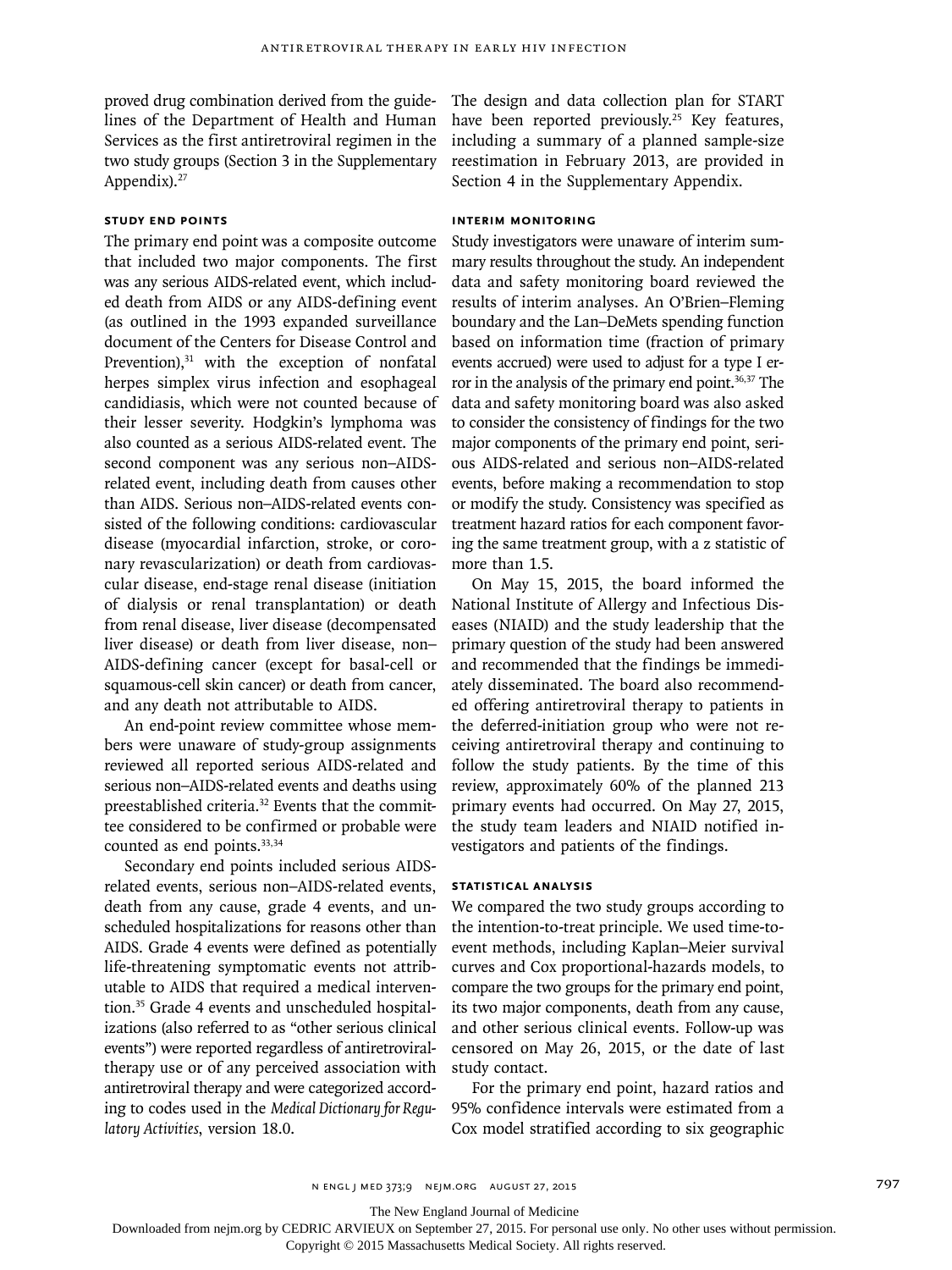proved drug combination derived from the guidelines of the Department of Health and Human Services as the first antiretroviral regimen in the two study groups (Section 3 in the Supplementary Appendix).[27]

### Study End Points

The primary end point was a composite outcome that included two major components. The first was any serious AIDS-related event, which included death from AIDS or any AIDS-defining event (as outlined in the 1993 expanded surveillance document of the Centers for Disease Control and Prevention),[31] with the exception of nonfatal herpes simplex virus infection and esophageal candidiasis, which were not counted because of their lesser severity. Hodgkin's lymphoma was also counted as a serious AIDS-related event. The second component was any serious non–AIDS-related event, including death from causes other than AIDS. Serious non–AIDS-related events consisted of the following conditions: cardiovascular disease (myocardial infarction, stroke, or coronary revascularization) or death from cardiovascular disease, end-stage renal disease (initiation of dialysis or renal transplantation) or death from renal disease, liver disease (decompensated liver disease) or death from liver disease, non–AIDS-defining cancer (except for basal-cell or squamous-cell skin cancer) or death from cancer, and any death not attributable to AIDS.

An end-point review committee whose members were unaware of study-group assignments reviewed all reported serious AIDS-related and serious non–AIDS-related events and deaths using preestablished criteria.[32] Events that the committee considered to be confirmed or probable were counted as end points.[33,34]

Secondary end points included serious AIDS-related events, serious non–AIDS-related events, death from any cause, grade 4 events, and unscheduled hospitalizations for reasons other than AIDS. Grade 4 events were defined as potentially life-threatening symptomatic events not attributable to AIDS that required a medical intervention.[35] Grade 4 events and unscheduled hospitalizations (also referred to as "other serious clinical events") were reported regardless of antiretroviral-therapy use or of any perceived association with antiretroviral therapy and were categorized according to codes used in the *Medical Dictionary for Regulatory Activities*, version 18.0.

The design and data collection plan for START have been reported previously.[25] Key features, including a summary of a planned sample-size reestimation in February 2013, are provided in Section 4 in the Supplementary Appendix.

### Interim Monitoring

Study investigators were unaware of interim summary results throughout the study. An independent data and safety monitoring board reviewed the results of interim analyses. An O'Brien–Fleming boundary and the Lan–DeMets spending function based on information time (fraction of primary events accrued) were used to adjust for a type I error in the analysis of the primary end point.[36,37] The data and safety monitoring board was also asked to consider the consistency of findings for the two major components of the primary end point, serious AIDS-related and serious non–AIDS-related events, before making a recommendation to stop or modify the study. Consistency was specified as treatment hazard ratios for each component favoring the same treatment group, with a z statistic of more than 1.5.

On May 15, 2015, the board informed the National Institute of Allergy and Infectious Diseases (NIAID) and the study leadership that the primary question of the study had been answered and recommended that the findings be immediately disseminated. The board also recommended offering antiretroviral therapy to patients in the deferred-initiation group who were not receiving antiretroviral therapy and continuing to follow the study patients. By the time of this review, approximately 60% of the planned 213 primary events had occurred. On May 27, 2015, the study team leaders and NIAID notified investigators and patients of the findings.

### Statistical Analysis

We compared the two study groups according to the intention-to-treat principle. We used time-to-event methods, including Kaplan–Meier survival curves and Cox proportional-hazards models, to compare the two groups for the primary end point, its two major components, death from any cause, and other serious clinical events. Follow-up was censored on May 26, 2015, or the date of last study contact.

For the primary end point, hazard ratios and 95% confidence intervals were estimated from a Cox model stratified according to six geographic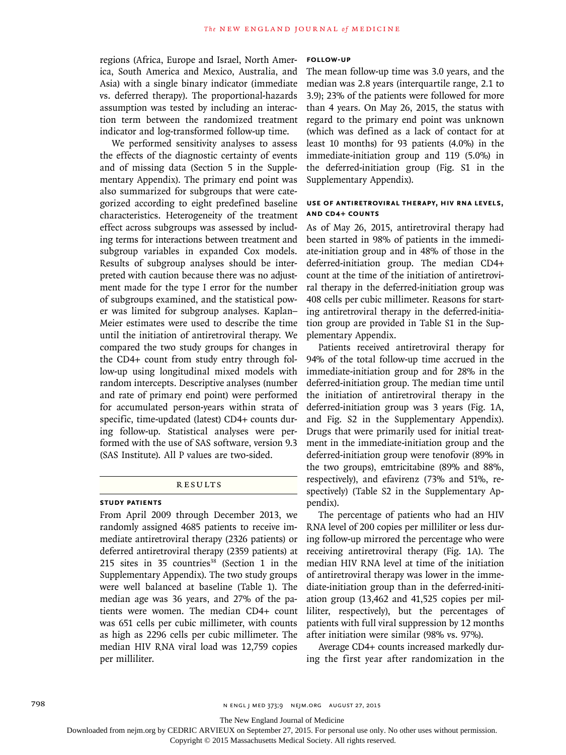regions (Africa, Europe and Israel, North America, South America and Mexico, Australia, and Asia) with a single binary indicator (immediate vs. deferred therapy). The proportional-hazards assumption was tested by including an interaction term between the randomized treatment indicator and log-transformed follow-up time.

We performed sensitivity analyses to assess the effects of the diagnostic certainty of events and of missing data (Section 5 in the Supplementary Appendix). The primary end point was also summarized for subgroups that were categorized according to eight predefined baseline characteristics. Heterogeneity of the treatment effect across subgroups was assessed by including terms for interactions between treatment and subgroup variables in expanded Cox models. Results of subgroup analyses should be interpreted with caution because there was no adjustment made for the type I error for the number of subgroups examined, and the statistical power was limited for subgroup analyses. Kaplan–Meier estimates were used to describe the time until the initiation of antiretroviral therapy. We compared the two study groups for changes in the CD4+ count from study entry through follow-up using longitudinal mixed models with random intercepts. Descriptive analyses (number and rate of primary end point) were performed for accumulated person-years within strata of specific, time-updated (latest) CD4+ counts during follow-up. Statistical analyses were performed with the use of SAS software, version 9.3 (SAS Institute). All P values are two-sided.

## RESULTS

### STUDY PATIENTS

From April 2009 through December 2013, we randomly assigned 4685 patients to receive immediate antiretroviral therapy (2326 patients) or deferred antiretroviral therapy (2359 patients) at 215 sites in 35 countries[38] (Section 1 in the Supplementary Appendix). The two study groups were well balanced at baseline (Table 1). The median age was 36 years, and 27% of the patients were women. The median CD4+ count was 651 cells per cubic millimeter, with counts as high as 2296 cells per cubic millimeter. The median HIV RNA viral load was 12,759 copies per milliliter.

### FOLLOW-UP

The mean follow-up time was 3.0 years, and the median was 2.8 years (interquartile range, 2.1 to 3.9); 23% of the patients were followed for more than 4 years. On May 26, 2015, the status with regard to the primary end point was unknown (which was defined as a lack of contact for at least 10 months) for 93 patients (4.0%) in the immediate-initiation group and 119 (5.0%) in the deferred-initiation group (Fig. S1 in the Supplementary Appendix).

### USE OF ANTIRETROVIRAL THERAPY, HIV RNA LEVELS, AND CD4+ COUNTS

As of May 26, 2015, antiretroviral therapy had been started in 98% of patients in the immediate-initiation group and in 48% of those in the deferred-initiation group. The median CD4+ count at the time of the initiation of antiretroviral therapy in the deferred-initiation group was 408 cells per cubic millimeter. Reasons for starting antiretroviral therapy in the deferred-initiation group are provided in Table S1 in the Supplementary Appendix.

Patients received antiretroviral therapy for 94% of the total follow-up time accrued in the immediate-initiation group and for 28% in the deferred-initiation group. The median time until the initiation of antiretroviral therapy in the deferred-initiation group was 3 years (Fig. 1A, and Fig. S2 in the Supplementary Appendix). Drugs that were primarily used for initial treatment in the immediate-initiation group and the deferred-initiation group were tenofovir (89% in the two groups), emtricitabine (89% and 88%, respectively), and efavirenz (73% and 51%, respectively) (Table S2 in the Supplementary Appendix).

The percentage of patients who had an HIV RNA level of 200 copies per milliliter or less during follow-up mirrored the percentage who were receiving antiretroviral therapy (Fig. 1A). The median HIV RNA level at time of the initiation of antiretroviral therapy was lower in the immediate-initiation group than in the deferred-initiation group (13,462 and 41,525 copies per milliliter, respectively), but the percentages of patients with full viral suppression by 12 months after initiation were similar (98% vs. 97%).

Average CD4+ counts increased markedly during the first year after randomization in the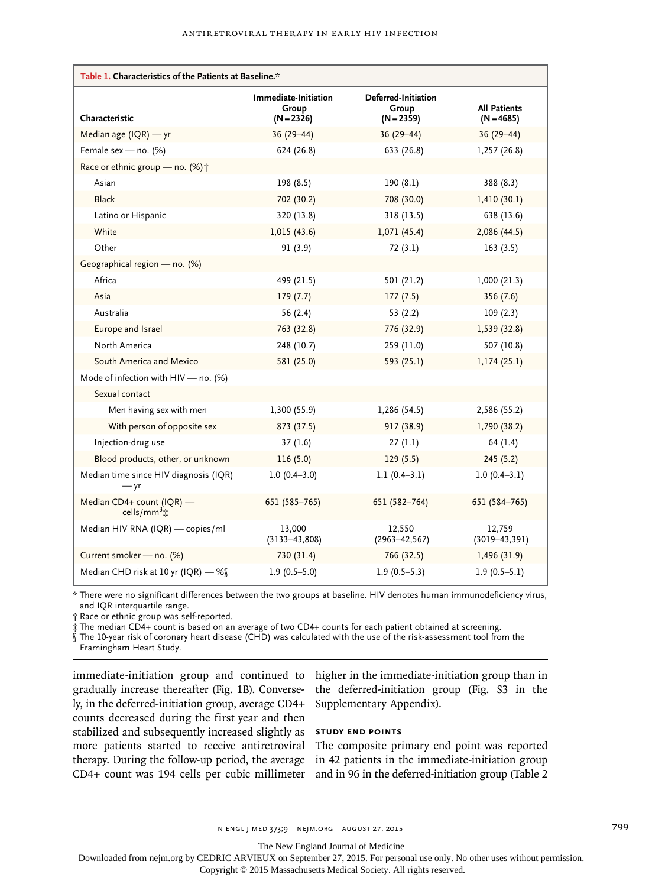**Table 1. Characteristics of the Patients at Baseline.***

| Characteristic | Immediate-Initiation Group (N=2326) | Deferred-Initiation Group (N=2359) | All Patients (N=4685) |
|---|---|---|---|
| Median age (IQR) — yr | 36 (29–44) | 36 (29–44) | 36 (29–44) |
| Female sex — no. (%) | 624 (26.8) | 633 (26.8) | 1,257 (26.8) |
| Race or ethnic group — no. (%)† | | | |
| Asian | 198 (8.5) | 190 (8.1) | 388 (8.3) |
| Black | 702 (30.2) | 708 (30.0) | 1,410 (30.1) |
| Latino or Hispanic | 320 (13.8) | 318 (13.5) | 638 (13.6) |
| White | 1,015 (43.6) | 1,071 (45.4) | 2,086 (44.5) |
| Other | 91 (3.9) | 72 (3.1) | 163 (3.5) |
| Geographical region — no. (%) | | | |
| Africa | 499 (21.5) | 501 (21.2) | 1,000 (21.3) |
| Asia | 179 (7.7) | 177 (7.5) | 356 (7.6) |
| Australia | 56 (2.4) | 53 (2.2) | 109 (2.3) |
| Europe and Israel | 763 (32.8) | 776 (32.9) | 1,539 (32.8) |
| North America | 248 (10.7) | 259 (11.0) | 507 (10.8) |
| South America and Mexico | 581 (25.0) | 593 (25.1) | 1,174 (25.1) |
| Mode of infection with HIV — no. (%) | | | |
| Sexual contact | | | |
| Men having sex with men | 1,300 (55.9) | 1,286 (54.5) | 2,586 (55.2) |
| With person of opposite sex | 873 (37.5) | 917 (38.9) | 1,790 (38.2) |
| Injection-drug use | 37 (1.6) | 27 (1.1) | 64 (1.4) |
| Blood products, other, or unknown | 116 (5.0) | 129 (5.5) | 245 (5.2) |
| Median time since HIV diagnosis (IQR) — yr | 1.0 (0.4–3.0) | 1.1 (0.4–3.1) | 1.0 (0.4–3.1) |
| Median CD4+ count (IQR) — cells/mm$^3$‡ | 651 (585–765) | 651 (582–764) | 651 (584–765) |
| Median HIV RNA (IQR) — copies/ml | 13,000 (3133–43,808) | 12,550 (2963–42,567) | 12,759 (3019–43,391) |
| Current smoker — no. (%) | 730 (31.4) | 766 (32.5) | 1,496 (31.9) |
| Median CHD risk at 10 yr (IQR) — %§ | 1.9 (0.5–5.0) | 1.9 (0.5–5.3) | 1.9 (0.5–5.1) |

\* There were no significant differences between the two groups at baseline. HIV denotes human immunodeficiency virus, and IQR interquartile range.

† Race or ethnic group was self-reported.

‡ The median CD4+ count is based on an average of two CD4+ counts for each patient obtained at screening.

§ The 10-year risk of coronary heart disease (CHD) was calculated with the use of the risk-assessment tool from the Framingham Heart Study.

immediate-initiation group and continued to gradually increase thereafter (Fig. 1B). Conversely, in the deferred-initiation group, average CD4+ counts decreased during the first year and then stabilized and subsequently increased slightly as more patients started to receive antiretroviral therapy. During the follow-up period, the average CD4+ count was 194 cells per cubic millimeter higher in the immediate-initiation group than in the deferred-initiation group (Fig. S3 in the Supplementary Appendix).

### Study End Points

The composite primary end point was reported in 42 patients in the immediate-initiation group and in 96 in the deferred-initiation group (Table 2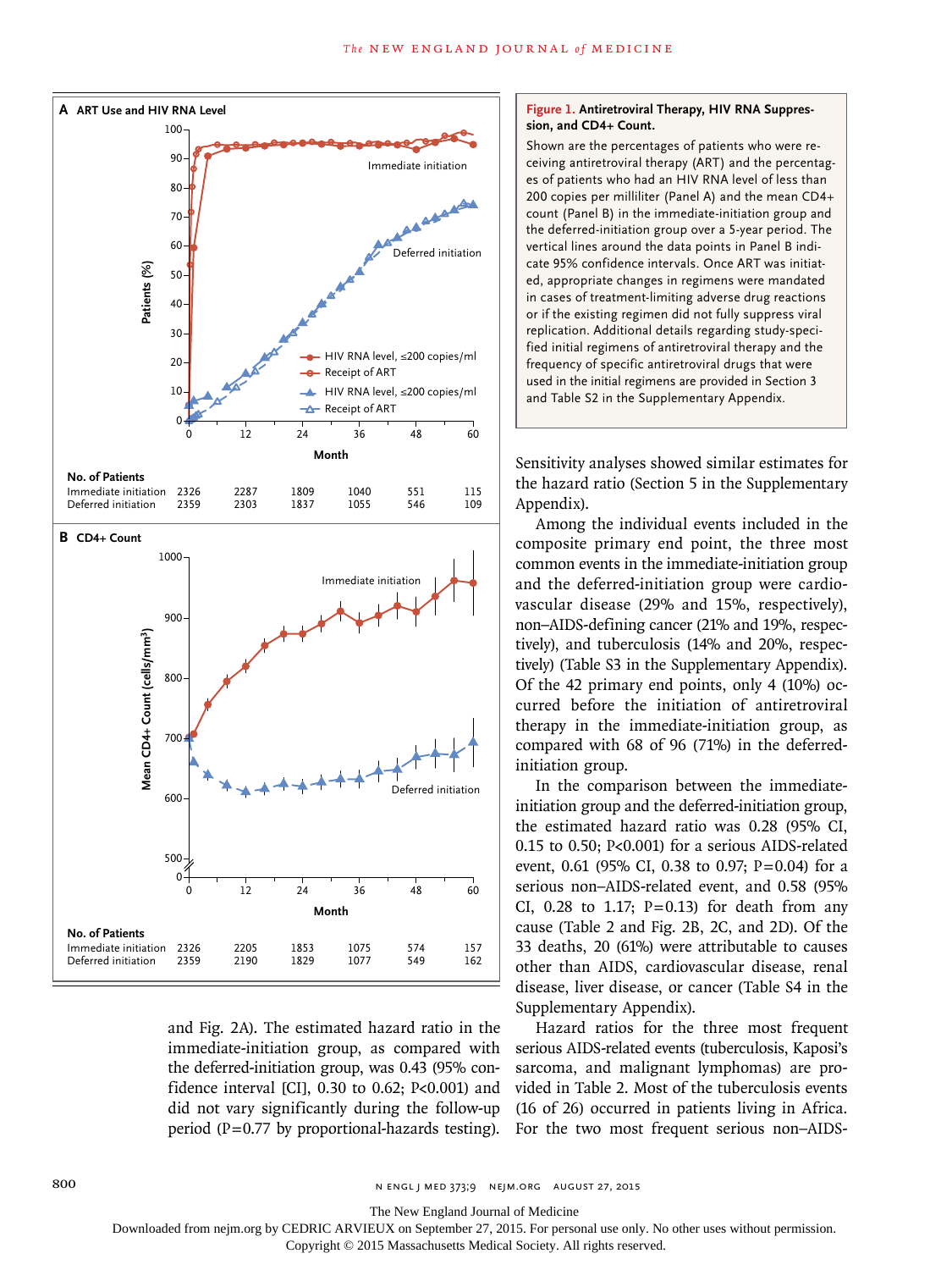**Figure 1. Antiretroviral Therapy, HIV RNA Suppression, and CD4+ Count.**

Shown are the percentages of patients who were receiving antiretroviral therapy (ART) and the percentages of patients who had an HIV RNA level of less than 200 copies per milliliter (Panel A) and the mean CD4+ count (Panel B) in the immediate-initiation group and the deferred-initiation group over a 5-year period. The vertical lines around the data points in Panel B indicate 95% confidence intervals. Once ART was initiated, appropriate changes in regimens were mandated in cases of treatment-limiting adverse drug reactions or if the existing regimen did not fully suppress viral replication. Additional details regarding study-specified initial regimens of antiretroviral therapy and the frequency of specific antiretroviral drugs that were used in the initial regimens are provided in Section 3 and Table S2 in the Supplementary Appendix.

**A ART Use and HIV RNA Level — No. of Patients**

| Month | 0 | 12 | 24 | 36 | 48 | 60 |
|---|---|---|---|---|---|---|
| Immediate initiation | 2326 | 2287 | 1809 | 1040 | 551 | 115 |
| Deferred initiation | 2359 | 2303 | 1837 | 1055 | 546 | 109 |

**B CD4+ Count — No. of Patients**

| Month | 0 | 12 | 24 | 36 | 48 | 60 |
|---|---|---|---|---|---|---|
| Immediate initiation | 2326 | 2205 | 1853 | 1075 | 574 | 157 |
| Deferred initiation | 2359 | 2190 | 1829 | 1077 | 549 | 162 |

and Fig. 2A). The estimated hazard ratio in the immediate-initiation group, as compared with the deferred-initiation group, was 0.43 (95% confidence interval [CI], 0.30 to 0.62; P<0.001) and did not vary significantly during the follow-up period (P=0.77 by proportional-hazards testing). Sensitivity analyses showed similar estimates for the hazard ratio (Section 5 in the Supplementary Appendix).

Among the individual events included in the composite primary end point, the three most common events in the immediate-initiation group and the deferred-initiation group were cardiovascular disease (29% and 15%, respectively), non–AIDS-defining cancer (21% and 19%, respectively), and tuberculosis (14% and 20%, respectively) (Table S3 in the Supplementary Appendix). Of the 42 primary end points, only 4 (10%) occurred before the initiation of antiretroviral therapy in the immediate-initiation group, as compared with 68 of 96 (71%) in the deferred-initiation group.

In the comparison between the immediate-initiation group and the deferred-initiation group, the estimated hazard ratio was 0.28 (95% CI, 0.15 to 0.50; P<0.001) for a serious AIDS-related event, 0.61 (95% CI, 0.38 to 0.97; P=0.04) for a serious non–AIDS-related event, and 0.58 (95% CI, 0.28 to 1.17; P=0.13) for death from any cause (Table 2 and Fig. 2B, 2C, and 2D). Of the 33 deaths, 20 (61%) were attributable to causes other than AIDS, cardiovascular disease, renal disease, liver disease, or cancer (Table S4 in the Supplementary Appendix).

Hazard ratios for the three most frequent serious AIDS-related events (tuberculosis, Kaposi's sarcoma, and malignant lymphomas) are provided in Table 2. Most of the tuberculosis events (16 of 26) occurred in patients living in Africa. For the two most frequent serious non–AIDS-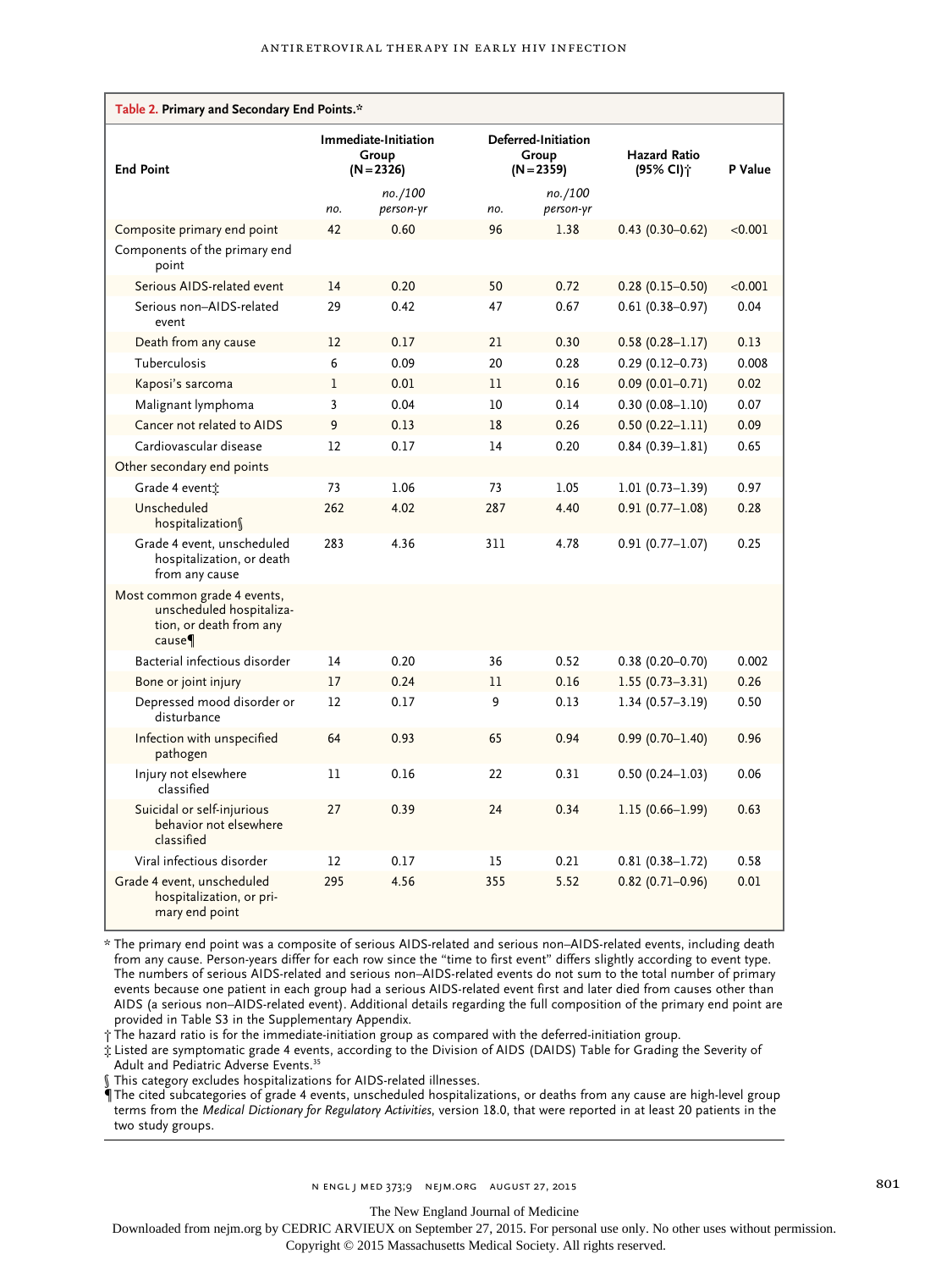**Table 2. Primary and Secondary End Points.***

| End Point | Immediate-Initiation Group (N=2326) | | Deferred-Initiation Group (N=2359) | | Hazard Ratio (95% CI)† | P Value |
|---|---|---|---|---|---|---|
| | *no.* | *no./100 person-yr* | *no.* | *no./100 person-yr* | | |
| Composite primary end point | 42 | 0.60 | 96 | 1.38 | 0.43 (0.30–0.62) | <0.001 |
| Components of the primary end point | | | | | | |
| Serious AIDS-related event | 14 | 0.20 | 50 | 0.72 | 0.28 (0.15–0.50) | <0.001 |
| Serious non–AIDS-related event | 29 | 0.42 | 47 | 0.67 | 0.61 (0.38–0.97) | 0.04 |
| Death from any cause | 12 | 0.17 | 21 | 0.30 | 0.58 (0.28–1.17) | 0.13 |
| Tuberculosis | 6 | 0.09 | 20 | 0.28 | 0.29 (0.12–0.73) | 0.008 |
| Kaposi's sarcoma | 1 | 0.01 | 11 | 0.16 | 0.09 (0.01–0.71) | 0.02 |
| Malignant lymphoma | 3 | 0.04 | 10 | 0.14 | 0.30 (0.08–1.10) | 0.07 |
| Cancer not related to AIDS | 9 | 0.13 | 18 | 0.26 | 0.50 (0.22–1.11) | 0.09 |
| Cardiovascular disease | 12 | 0.17 | 14 | 0.20 | 0.84 (0.39–1.81) | 0.65 |
| Other secondary end points | | | | | | |
| Grade 4 event‡ | 73 | 1.06 | 73 | 1.05 | 1.01 (0.73–1.39) | 0.97 |
| Unscheduled hospitalization§ | 262 | 4.02 | 287 | 4.40 | 0.91 (0.77–1.08) | 0.28 |
| Grade 4 event, unscheduled hospitalization, or death from any cause | 283 | 4.36 | 311 | 4.78 | 0.91 (0.77–1.07) | 0.25 |
| Most common grade 4 events, unscheduled hospitalization, or death from any cause¶ | | | | | | |
| Bacterial infectious disorder | 14 | 0.20 | 36 | 0.52 | 0.38 (0.20–0.70) | 0.002 |
| Bone or joint injury | 17 | 0.24 | 11 | 0.16 | 1.55 (0.73–3.31) | 0.26 |
| Depressed mood disorder or disturbance | 12 | 0.17 | 9 | 0.13 | 1.34 (0.57–3.19) | 0.50 |
| Infection with unspecified pathogen | 64 | 0.93 | 65 | 0.94 | 0.99 (0.70–1.40) | 0.96 |
| Injury not elsewhere classified | 11 | 0.16 | 22 | 0.31 | 0.50 (0.24–1.03) | 0.06 |
| Suicidal or self-injurious behavior not elsewhere classified | 27 | 0.39 | 24 | 0.34 | 1.15 (0.66–1.99) | 0.63 |
| Viral infectious disorder | 12 | 0.17 | 15 | 0.21 | 0.81 (0.38–1.72) | 0.58 |
| Grade 4 event, unscheduled hospitalization, or primary end point | 295 | 4.56 | 355 | 5.52 | 0.82 (0.71–0.96) | 0.01 |

\* The primary end point was a composite of serious AIDS-related and serious non–AIDS-related events, including death from any cause. Person-years differ for each row since the "time to first event" differs slightly according to event type. The numbers of serious AIDS-related and serious non–AIDS-related events do not sum to the total number of primary events because one patient in each group had a serious AIDS-related event first and later died from causes other than AIDS (a serious non–AIDS-related event). Additional details regarding the full composition of the primary end point are provided in Table S3 in the Supplementary Appendix.

† The hazard ratio is for the immediate-initiation group as compared with the deferred-initiation group.

‡ Listed are symptomatic grade 4 events, according to the Division of AIDS (DAIDS) Table for Grading the Severity of Adult and Pediatric Adverse Events.[35]

§ This category excludes hospitalizations for AIDS-related illnesses.

¶ The cited subcategories of grade 4 events, unscheduled hospitalizations, or deaths from any cause are high-level group terms from the *Medical Dictionary for Regulatory Activities*, version 18.0, that were reported in at least 20 patients in the two study groups.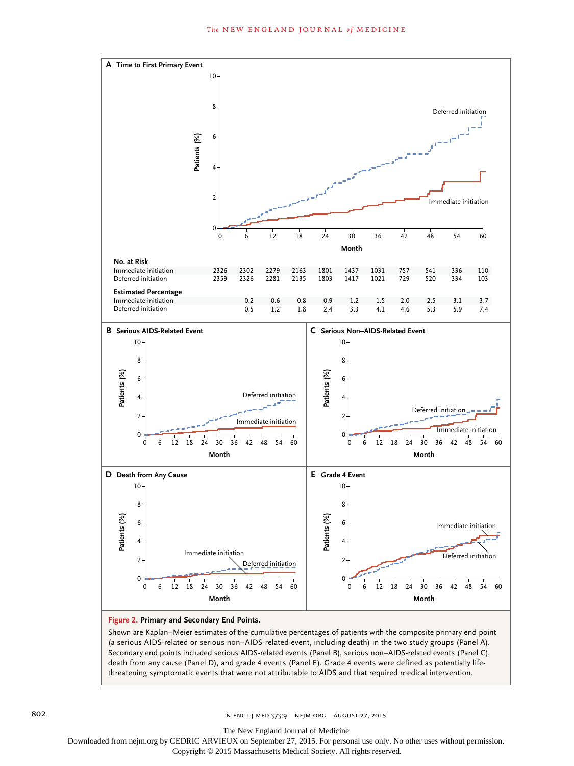**A Time to First Primary Event**

**No. at Risk**

| Month | 0 | 6 | 12 | 18 | 24 | 30 | 36 | 42 | 48 | 54 | 60 |
|---|---|---|---|---|---|---|---|---|---|---|---|
| Immediate initiation | 2326 | 2302 | 2279 | 2163 | 1801 | 1437 | 1031 | 757 | 541 | 336 | 110 |
| Deferred initiation | 2359 | 2326 | 2281 | 2135 | 1803 | 1417 | 1021 | 729 | 520 | 334 | 103 |

**Estimated Percentage**

| Month | 6 | 12 | 18 | 24 | 30 | 36 | 42 | 48 | 54 | 60 |
|---|---|---|---|---|---|---|---|---|---|---|
| Immediate initiation | 0.2 | 0.6 | 0.8 | 0.9 | 1.2 | 1.5 | 2.0 | 2.5 | 3.1 | 3.7 |
| Deferred initiation | 0.5 | 1.2 | 1.8 | 2.4 | 3.3 | 4.1 | 4.6 | 5.3 | 5.9 | 7.4 |

**B Serious AIDS-Related Event**

**C Serious Non–AIDS-Related Event**

**D Death from Any Cause**

**E Grade 4 Event**

**Figure 2. Primary and Secondary End Points.**

Shown are Kaplan–Meier estimates of the cumulative percentages of patients with the composite primary end point (a serious AIDS-related or serious non–AIDS-related event, including death) in the two study groups (Panel A). Secondary end points included serious AIDS-related events (Panel B), serious non–AIDS-related events (Panel C), death from any cause (Panel D), and grade 4 events (Panel E). Grade 4 events were defined as potentially life-threatening symptomatic events that were not attributable to AIDS and that required medical intervention.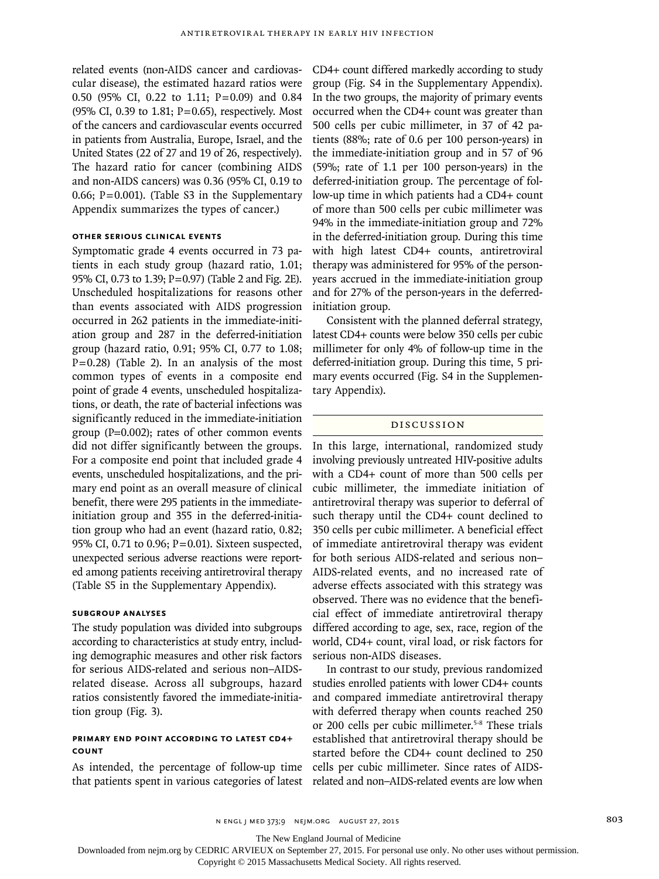related events (non-AIDS cancer and cardiovascular disease), the estimated hazard ratios were 0.50 (95% CI, 0.22 to 1.11; P=0.09) and 0.84 (95% CI, 0.39 to 1.81; P=0.65), respectively. Most of the cancers and cardiovascular events occurred in patients from Australia, Europe, Israel, and the United States (22 of 27 and 19 of 26, respectively). The hazard ratio for cancer (combining AIDS and non-AIDS cancers) was 0.36 (95% CI, 0.19 to 0.66; P=0.001). (Table S3 in the Supplementary Appendix summarizes the types of cancer.)

#### OTHER SERIOUS CLINICAL EVENTS

Symptomatic grade 4 events occurred in 73 patients in each study group (hazard ratio, 1.01; 95% CI, 0.73 to 1.39; P=0.97) (Table 2 and Fig. 2E). Unscheduled hospitalizations for reasons other than events associated with AIDS progression occurred in 262 patients in the immediate-initiation group and 287 in the deferred-initiation group (hazard ratio, 0.91; 95% CI, 0.77 to 1.08; P=0.28) (Table 2). In an analysis of the most common types of events in a composite end point of grade 4 events, unscheduled hospitalizations, or death, the rate of bacterial infections was significantly reduced in the immediate-initiation group (P=0.002); rates of other common events did not differ significantly between the groups. For a composite end point that included grade 4 events, unscheduled hospitalizations, and the primary end point as an overall measure of clinical benefit, there were 295 patients in the immediate-initiation group and 355 in the deferred-initiation group who had an event (hazard ratio, 0.82; 95% CI, 0.71 to 0.96; P=0.01). Sixteen suspected, unexpected serious adverse reactions were reported among patients receiving antiretroviral therapy (Table S5 in the Supplementary Appendix).

#### SUBGROUP ANALYSES

The study population was divided into subgroups according to characteristics at study entry, including demographic measures and other risk factors for serious AIDS-related and serious non–AIDS-related disease. Across all subgroups, hazard ratios consistently favored the immediate-initiation group (Fig. 3).

#### PRIMARY END POINT ACCORDING TO LATEST CD4+ COUNT

As intended, the percentage of follow-up time that patients spent in various categories of latest CD4+ count differed markedly according to study group (Fig. S4 in the Supplementary Appendix). In the two groups, the majority of primary events occurred when the CD4+ count was greater than 500 cells per cubic millimeter, in 37 of 42 patients (88%; rate of 0.6 per 100 person-years) in the immediate-initiation group and in 57 of 96 (59%; rate of 1.1 per 100 person-years) in the deferred-initiation group. The percentage of follow-up time in which patients had a CD4+ count of more than 500 cells per cubic millimeter was 94% in the immediate-initiation group and 72% in the deferred-initiation group. During this time with high latest CD4+ counts, antiretroviral therapy was administered for 95% of the person-years accrued in the immediate-initiation group and for 27% of the person-years in the deferred-initiation group.

Consistent with the planned deferral strategy, latest CD4+ counts were below 350 cells per cubic millimeter for only 4% of follow-up time in the deferred-initiation group. During this time, 5 primary events occurred (Fig. S4 in the Supplementary Appendix).

## DISCUSSION

In this large, international, randomized study involving previously untreated HIV-positive adults with a CD4+ count of more than 500 cells per cubic millimeter, the immediate initiation of antiretroviral therapy was superior to deferral of such therapy until the CD4+ count declined to 350 cells per cubic millimeter. A beneficial effect of immediate antiretroviral therapy was evident for both serious AIDS-related and serious non–AIDS-related events, and no increased rate of adverse effects associated with this strategy was observed. There was no evidence that the beneficial effect of immediate antiretroviral therapy differed according to age, sex, race, region of the world, CD4+ count, viral load, or risk factors for serious non-AIDS diseases.

In contrast to our study, previous randomized studies enrolled patients with lower CD4+ counts and compared immediate antiretroviral therapy with deferred therapy when counts reached 250 or 200 cells per cubic millimeter.[5-8] These trials established that antiretroviral therapy should be started before the CD4+ count declined to 250 cells per cubic millimeter. Since rates of AIDS-related and non–AIDS-related events are low when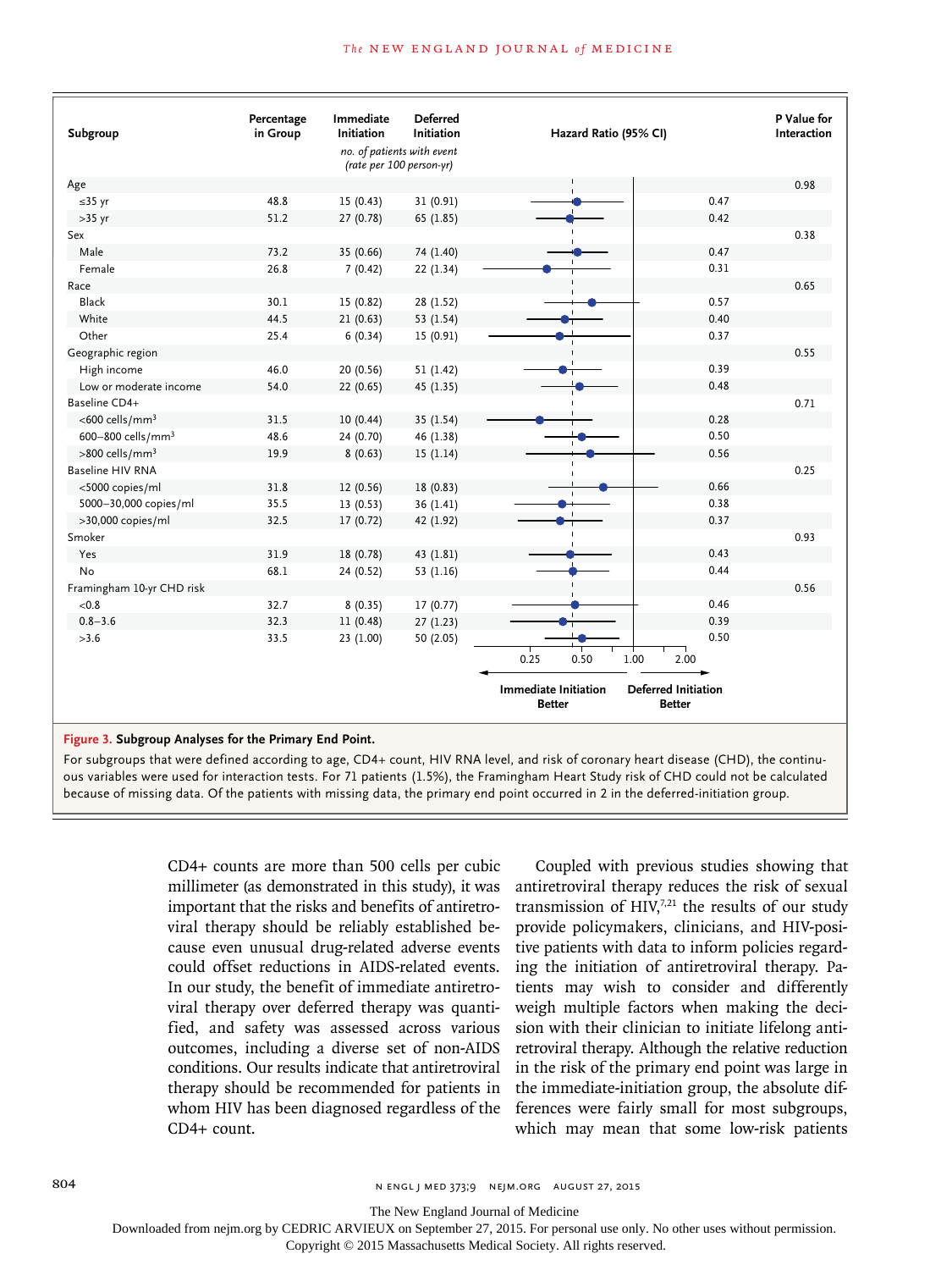| Subgroup | Percentage in Group | Immediate Initiation | Deferred Initiation | Hazard Ratio (95% CI) | P Value for Interaction |
|---|---|---|---|---|---|
| | | *no. of patients with event (rate per 100 person-yr)* | | | |
| Age | | | | | 0.98 |
| ≤35 yr | 48.8 | 15 (0.43) | 31 (0.91) | 0.47 | |
| >35 yr | 51.2 | 27 (0.78) | 65 (1.85) | 0.42 | |
| Sex | | | | | 0.38 |
| Male | 73.2 | 35 (0.66) | 74 (1.40) | 0.47 | |
| Female | 26.8 | 7 (0.42) | 22 (1.34) | 0.31 | |
| Race | | | | | 0.65 |
| Black | 30.1 | 15 (0.82) | 28 (1.52) | 0.57 | |
| White | 44.5 | 21 (0.63) | 53 (1.54) | 0.40 | |
| Other | 25.4 | 6 (0.34) | 15 (0.91) | 0.37 | |
| Geographic region | | | | | 0.55 |
| High income | 46.0 | 20 (0.56) | 51 (1.42) | 0.39 | |
| Low or moderate income | 54.0 | 22 (0.65) | 45 (1.35) | 0.48 | |
| Baseline CD4+ | | | | | 0.71 |
| <600 cells/mm³ | 31.5 | 10 (0.44) | 35 (1.54) | 0.28 | |
| 600–800 cells/mm³ | 48.6 | 24 (0.70) | 46 (1.38) | 0.50 | |
| >800 cells/mm³ | 19.9 | 8 (0.63) | 15 (1.14) | 0.56 | |
| Baseline HIV RNA | | | | | 0.25 |
| <5000 copies/ml | 31.8 | 12 (0.56) | 18 (0.83) | 0.66 | |
| 5000–30,000 copies/ml | 35.5 | 13 (0.53) | 36 (1.41) | 0.38 | |
| >30,000 copies/ml | 32.5 | 17 (0.72) | 42 (1.92) | 0.37 | |
| Smoker | | | | | 0.93 |
| Yes | 31.9 | 18 (0.78) | 43 (1.81) | 0.43 | |
| No | 68.1 | 24 (0.52) | 53 (1.16) | 0.44 | |
| Framingham 10-yr CHD risk | | | | | 0.56 |
| <0.8 | 32.7 | 8 (0.35) | 17 (0.77) | 0.46 | |
| 0.8–3.6 | 32.3 | 11 (0.48) | 27 (1.23) | 0.39 | |
| >3.6 | 33.5 | 23 (1.00) | 50 (2.05) | 0.50 | |

Hazard ratio axis: 0.25, 0.50, 1.00, 2.00 — ← Immediate Initiation Better | Deferred Initiation Better →

**Figure 3. Subgroup Analyses for the Primary End Point.**

For subgroups that were defined according to age, CD4+ count, HIV RNA level, and risk of coronary heart disease (CHD), the continuous variables were used for interaction tests. For 71 patients (1.5%), the Framingham Heart Study risk of CHD could not be calculated because of missing data. Of the patients with missing data, the primary end point occurred in 2 in the deferred-initiation group.

CD4+ counts are more than 500 cells per cubic millimeter (as demonstrated in this study), it was important that the risks and benefits of antiretroviral therapy should be reliably established because even unusual drug-related adverse events could offset reductions in AIDS-related events. In our study, the benefit of immediate antiretroviral therapy over deferred therapy was quantified, and safety was assessed across various outcomes, including a diverse set of non-AIDS conditions. Our results indicate that antiretroviral therapy should be recommended for patients in whom HIV has been diagnosed regardless of the CD4+ count.

Coupled with previous studies showing that antiretroviral therapy reduces the risk of sexual transmission of HIV,[7,21] the results of our study provide policymakers, clinicians, and HIV-positive patients with data to inform policies regarding the initiation of antiretroviral therapy. Patients may wish to consider and differently weigh multiple factors when making the decision with their clinician to initiate lifelong antiretroviral therapy. Although the relative reduction in the risk of the primary end point was large in the immediate-initiation group, the absolute differences were fairly small for most subgroups, which may mean that some low-risk patients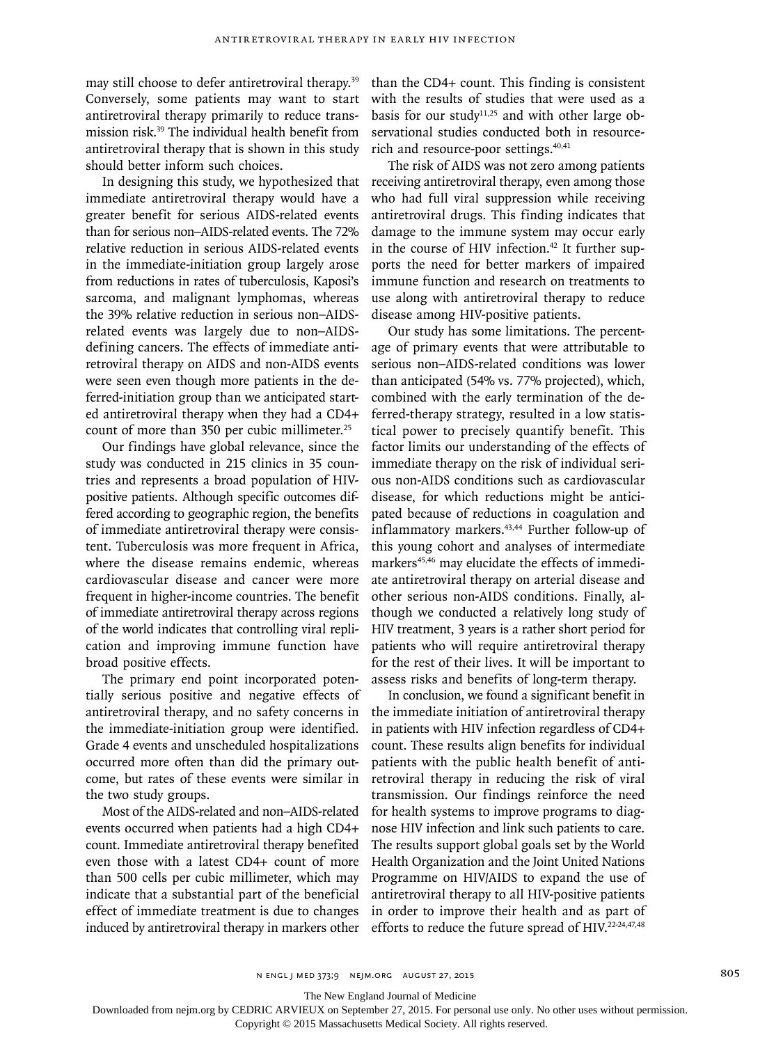may still choose to defer antiretroviral therapy.[39] Conversely, some patients may want to start antiretroviral therapy primarily to reduce transmission risk.[39] The individual health benefit from antiretroviral therapy that is shown in this study should better inform such choices.

In designing this study, we hypothesized that immediate antiretroviral therapy would have a greater benefit for serious AIDS-related events than for serious non–AIDS-related events. The 72% relative reduction in serious AIDS-related events in the immediate-initiation group largely arose from reductions in rates of tuberculosis, Kaposi's sarcoma, and malignant lymphomas, whereas the 39% relative reduction in serious non–AIDS-related events was largely due to non–AIDS-defining cancers. The effects of immediate antiretroviral therapy on AIDS and non-AIDS events were seen even though more patients in the deferred-initiation group than we anticipated started antiretroviral therapy when they had a CD4+ count of more than 350 per cubic millimeter.[25]

Our findings have global relevance, since the study was conducted in 215 clinics in 35 countries and represents a broad population of HIV-positive patients. Although specific outcomes differed according to geographic region, the benefits of immediate antiretroviral therapy were consistent. Tuberculosis was more frequent in Africa, where the disease remains endemic, whereas cardiovascular disease and cancer were more frequent in higher-income countries. The benefit of immediate antiretroviral therapy across regions of the world indicates that controlling viral replication and improving immune function have broad positive effects.

The primary end point incorporated potentially serious positive and negative effects of antiretroviral therapy, and no safety concerns in the immediate-initiation group were identified. Grade 4 events and unscheduled hospitalizations occurred more often than did the primary outcome, but rates of these events were similar in the two study groups.

Most of the AIDS-related and non–AIDS-related events occurred when patients had a high CD4+ count. Immediate antiretroviral therapy benefited even those with a latest CD4+ count of more than 500 cells per cubic millimeter, which may indicate that a substantial part of the beneficial effect of immediate treatment is due to changes induced by antiretroviral therapy in markers other than the CD4+ count. This finding is consistent with the results of studies that were used as a basis for our study[11,25] and with other large observational studies conducted both in resource-rich and resource-poor settings.[40,41]

The risk of AIDS was not zero among patients receiving antiretroviral therapy, even among those who had full viral suppression while receiving antiretroviral drugs. This finding indicates that damage to the immune system may occur early in the course of HIV infection.[42] It further supports the need for better markers of impaired immune function and research on treatments to use along with antiretroviral therapy to reduce disease among HIV-positive patients.

Our study has some limitations. The percentage of primary events that were attributable to serious non–AIDS-related conditions was lower than anticipated (54% vs. 77% projected), which, combined with the early termination of the deferred-therapy strategy, resulted in a low statistical power to precisely quantify benefit. This factor limits our understanding of the effects of immediate therapy on the risk of individual serious non-AIDS conditions such as cardiovascular disease, for which reductions might be anticipated because of reductions in coagulation and inflammatory markers.[43,44] Further follow-up of this young cohort and analyses of intermediate markers[45,46] may elucidate the effects of immediate antiretroviral therapy on arterial disease and other serious non-AIDS conditions. Finally, although we conducted a relatively long study of HIV treatment, 3 years is a rather short period for patients who will require antiretroviral therapy for the rest of their lives. It will be important to assess risks and benefits of long-term therapy.

In conclusion, we found a significant benefit in the immediate initiation of antiretroviral therapy in patients with HIV infection regardless of CD4+ count. These results align benefits for individual patients with the public health benefit of antiretroviral therapy in reducing the risk of viral transmission. Our findings reinforce the need for health systems to improve programs to diagnose HIV infection and link such patients to care. The results support global goals set by the World Health Organization and the Joint United Nations Programme on HIV/AIDS to expand the use of antiretroviral therapy to all HIV-positive patients in order to improve their health and as part of efforts to reduce the future spread of HIV.[22-24,47,48]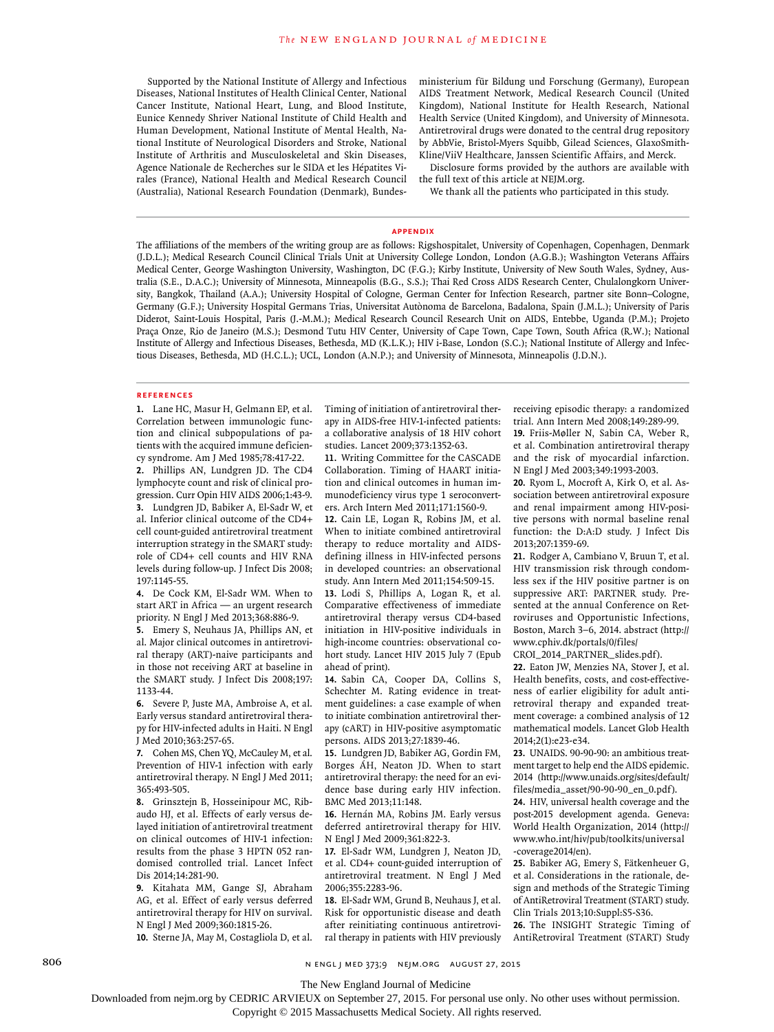Supported by the National Institute of Allergy and Infectious Diseases, National Institutes of Health Clinical Center, National Cancer Institute, National Heart, Lung, and Blood Institute, Eunice Kennedy Shriver National Institute of Child Health and Human Development, National Institute of Mental Health, National Institute of Neurological Disorders and Stroke, National Institute of Arthritis and Musculoskeletal and Skin Diseases, Agence Nationale de Recherches sur le SIDA et les Hépatites Virales (France), National Health and Medical Research Council (Australia), National Research Foundation (Denmark), Bundesministerium für Bildung und Forschung (Germany), European AIDS Treatment Network, Medical Research Council (United Kingdom), National Institute for Health Research, National Health Service (United Kingdom), and University of Minnesota. Antiretroviral drugs were donated to the central drug repository by AbbVie, Bristol-Myers Squibb, Gilead Sciences, GlaxoSmithKline/ViiV Healthcare, Janssen Scientific Affairs, and Merck.

Disclosure forms provided by the authors are available with the full text of this article at NEJM.org.

We thank all the patients who participated in this study.

## Appendix

The affiliations of the members of the writing group are as follows: Rigshospitalet, University of Copenhagen, Copenhagen, Denmark (J.D.L.); Medical Research Council Clinical Trials Unit at University College London, London (A.G.B.); Washington Veterans Affairs Medical Center, George Washington University, Washington, DC (F.G.); Kirby Institute, University of New South Wales, Sydney, Australia (S.E., D.A.C.); University of Minnesota, Minneapolis (B.G., S.S.); Thai Red Cross AIDS Research Center, Chulalongkorn University, Bangkok, Thailand (A.A.); University Hospital of Cologne, German Center for Infection Research, partner site Bonn–Cologne, Germany (G.F.); University Hospital Germans Trias, Universitat Autònoma de Barcelona, Badalona, Spain (J.M.L.); University of Paris Diderot, Saint-Louis Hospital, Paris (J.-M.M.); Medical Research Council Research Unit on AIDS, Entebbe, Uganda (P.M.); Projeto Praça Onze, Rio de Janeiro (M.S.); Desmond Tutu HIV Center, University of Cape Town, Cape Town, South Africa (R.W.); National Institute of Allergy and Infectious Diseases, Bethesda, MD (K.L.K.); HIV i-Base, London (S.C.); National Institute of Allergy and Infectious Diseases, Bethesda, MD (H.C.L.); UCL, London (A.N.P.); and University of Minnesota, Minneapolis (J.D.N.).

## References

1. Lane HC, Masur H, Gelmann EP, et al. Correlation between immunologic function and clinical subpopulations of patients with the acquired immune deficiency syndrome. Am J Med 1985;78:417-22.
2. Phillips AN, Lundgren JD. The CD4 lymphocyte count and risk of clinical progression. Curr Opin HIV AIDS 2006;1:43-9.
3. Lundgren JD, Babiker A, El-Sadr W, et al. Inferior clinical outcome of the CD4+ cell count-guided antiretroviral treatment interruption strategy in the SMART study: role of CD4+ cell counts and HIV RNA levels during follow-up. J Infect Dis 2008; 197:1145-55.
4. De Cock KM, El-Sadr WM. When to start ART in Africa — an urgent research priority. N Engl J Med 2013;368:886-9.
5. Emery S, Neuhaus JA, Phillips AN, et al. Major clinical outcomes in antiretroviral therapy (ART)-naive participants and in those not receiving ART at baseline in the SMART study. J Infect Dis 2008;197: 1133-44.
6. Severe P, Juste MA, Ambroise A, et al. Early versus standard antiretroviral therapy for HIV-infected adults in Haiti. N Engl J Med 2010;363:257-65.
7. Cohen MS, Chen YQ, McCauley M, et al. Prevention of HIV-1 infection with early antiretroviral therapy. N Engl J Med 2011; 365:493-505.
8. Grinsztejn B, Hosseinipour MC, Ribaudo HJ, et al. Effects of early versus delayed initiation of antiretroviral treatment on clinical outcomes of HIV-1 infection: results from the phase 3 HPTN 052 randomised controlled trial. Lancet Infect Dis 2014;14:281-90.
9. Kitahata MM, Gange SJ, Abraham AG, et al. Effect of early versus deferred antiretroviral therapy for HIV on survival. N Engl J Med 2009;360:1815-26.
10. Sterne JA, May M, Costagliola D, et al. Timing of initiation of antiretroviral therapy in AIDS-free HIV-1-infected patients: a collaborative analysis of 18 HIV cohort studies. Lancet 2009;373:1352-63.
11. Writing Committee for the CASCADE Collaboration. Timing of HAART initiation and clinical outcomes in human immunodeficiency virus type 1 seroconverters. Arch Intern Med 2011;171:1560-9.
12. Cain LE, Logan R, Robins JM, et al. When to initiate combined antiretroviral therapy to reduce mortality and AIDS-defining illness in HIV-infected persons in developed countries: an observational study. Ann Intern Med 2011;154:509-15.
13. Lodi S, Phillips A, Logan R, et al. Comparative effectiveness of immediate antiretroviral therapy versus CD4-based initiation in HIV-positive individuals in high-income countries: observational cohort study. Lancet HIV 2015 July 7 (Epub ahead of print).
14. Sabin CA, Cooper DA, Collins S, Schechter M. Rating evidence in treatment guidelines: a case example of when to initiate combination antiretroviral therapy (cART) in HIV-positive asymptomatic persons. AIDS 2013;27:1839-46.
15. Lundgren JD, Babiker AG, Gordin FM, Borges ÁH, Neaton JD. When to start antiretroviral therapy: the need for an evidence base during early HIV infection. BMC Med 2013;11:148.
16. Hernán MA, Robins JM. Early versus deferred antiretroviral therapy for HIV. N Engl J Med 2009;361:822-3.
17. El-Sadr WM, Lundgren J, Neaton JD, et al. CD4+ count-guided interruption of antiretroviral treatment. N Engl J Med 2006;355:2283-96.
18. El-Sadr WM, Grund B, Neuhaus J, et al. Risk for opportunistic disease and death after reinitiating continuous antiretroviral therapy in patients with HIV previously receiving episodic therapy: a randomized trial. Ann Intern Med 2008;149:289-99.
19. Friis-Møller N, Sabin CA, Weber R, et al. Combination antiretroviral therapy and the risk of myocardial infarction. N Engl J Med 2003;349:1993-2003.
20. Ryom L, Mocroft A, Kirk O, et al. Association between antiretroviral exposure and renal impairment among HIV-positive persons with normal baseline renal function: the D:A:D study. J Infect Dis 2013;207:1359-69.
21. Rodger A, Cambiano V, Bruun T, et al. HIV transmission risk through condomless sex if the HIV positive partner is on suppressive ART: PARTNER study. Presented at the annual Conference on Retroviruses and Opportunistic Infections, Boston, March 3–6, 2014. abstract (http://www.cphiv.dk/portals/0/files/CROI_2014_PARTNER_slides.pdf).
22. Eaton JW, Menzies NA, Stover J, et al. Health benefits, costs, and cost-effectiveness of earlier eligibility for adult antiretroviral therapy and expanded treatment coverage: a combined analysis of 12 mathematical models. Lancet Glob Health 2014;2(1):e23-e34.
23. UNAIDS. 90-90-90: an ambitious treatment target to help end the AIDS epidemic. 2014 (http://www.unaids.org/sites/default/files/media_asset/90-90-90_en_0.pdf).
24. HIV, universal health coverage and the post-2015 development agenda. Geneva: World Health Organization, 2014 (http://www.who.int/hiv/pub/toolkits/universal-coverage2014/en).
25. Babiker AG, Emery S, Fätkenheuer G, et al. Considerations in the rationale, design and methods of the Strategic Timing of AntiRetroviral Treatment (START) study. Clin Trials 2013;10:Suppl:S5-S36.
26. The INSIGHT Strategic Timing of AntiRetroviral Treatment (START) Study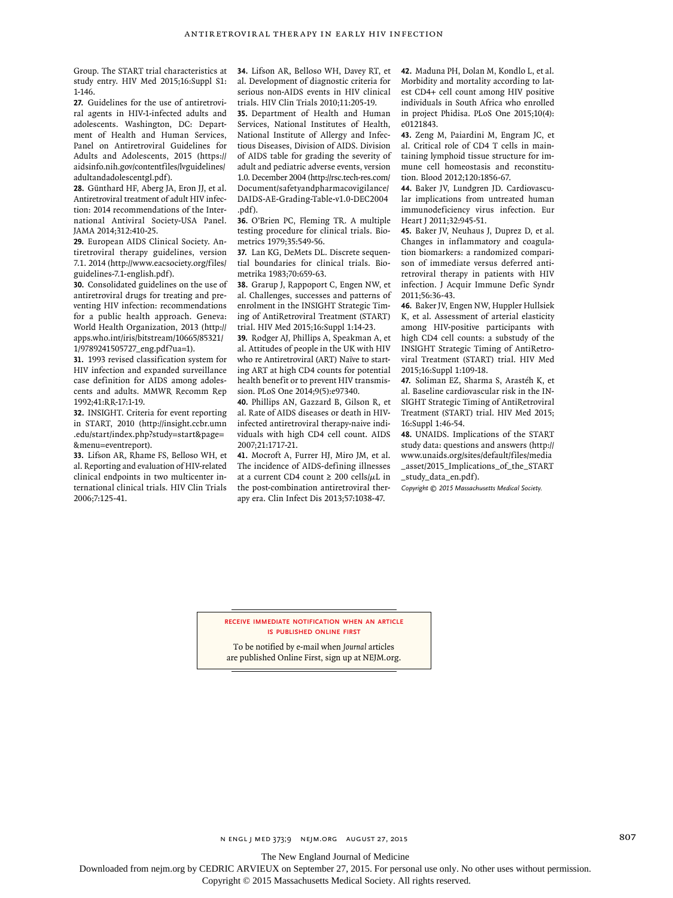Group. The START trial characteristics at study entry. HIV Med 2015;16:Suppl S1:1-146.

**27.** Guidelines for the use of antiretroviral agents in HIV-1-infected adults and adolescents. Washington, DC: Department of Health and Human Services, Panel on Antiretroviral Guidelines for Adults and Adolescents, 2015 (https://aidsinfo.nih.gov/contentfiles/lvguidelines/adultandadolescentgl.pdf).

**28.** Günthard HF, Aberg JA, Eron JJ, et al. Antiretroviral treatment of adult HIV infection: 2014 recommendations of the International Antiviral Society-USA Panel. JAMA 2014;312:410-25.

**29.** European AIDS Clinical Society. Antiretroviral therapy guidelines, version 7.1. 2014 (http://www.eacsociety.org/files/guidelines-7.1-english.pdf).

**30.** Consolidated guidelines on the use of antiretroviral drugs for treating and preventing HIV infection: recommendations for a public health approach. Geneva: World Health Organization, 2013 (http://apps.who.int/iris/bitstream/10665/85321/1/9789241505727_eng.pdf?ua=1).

**31.** 1993 revised classification system for HIV infection and expanded surveillance case definition for AIDS among adolescents and adults. MMWR Recomm Rep 1992;41:RR-17:1-19.

**32.** INSIGHT. Criteria for event reporting in START, 2010 (http://insight.ccbr.umn.edu/start/index.php?study=start&page=&menu=eventreport).

**33.** Lifson AR, Rhame FS, Belloso WH, et al. Reporting and evaluation of HIV-related clinical endpoints in two multicenter international clinical trials. HIV Clin Trials 2006;7:125-41.

**34.** Lifson AR, Belloso WH, Davey RT, et al. Development of diagnostic criteria for serious non-AIDS events in HIV clinical trials. HIV Clin Trials 2010;11:205-19.

**35.** Department of Health and Human Services, National Institutes of Health, National Institute of Allergy and Infectious Diseases, Division of AIDS. Division of AIDS table for grading the severity of adult and pediatric adverse events, version 1.0. December 2004 (http://rsc.tech-res.com/Document/safetyandpharmacovigilance/DAIDS-AE-Grading-Table-v1.0-DEC2004.pdf).

**36.** O'Brien PC, Fleming TR. A multiple testing procedure for clinical trials. Biometrics 1979;35:549-56.

**37.** Lan KG, DeMets DL. Discrete sequential boundaries for clinical trials. Biometrika 1983;70:659-63.

**38.** Grarup J, Rappoport C, Engen NW, et al. Challenges, successes and patterns of enrolment in the INSIGHT Strategic Timing of AntiRetroviral Treatment (START) trial. HIV Med 2015;16:Suppl 1:14-23.

**39.** Rodger AJ, Phillips A, Speakman A, et al. Attitudes of people in the UK with HIV who re Antiretroviral (ART) Naïve to starting ART at high CD4 counts for potential health benefit or to prevent HIV transmission. PLoS One 2014;9(5):e97340.

**40.** Phillips AN, Gazzard B, Gilson R, et al. Rate of AIDS diseases or death in HIV-infected antiretroviral therapy-naive individuals with high CD4 cell count. AIDS 2007;21:1717-21.

**41.** Mocroft A, Furrer HJ, Miro JM, et al. The incidence of AIDS-defining illnesses at a current CD4 count ≥ 200 cells/μL in the post-combination antiretroviral therapy era. Clin Infect Dis 2013;57:1038-47.

**42.** Maduna PH, Dolan M, Kondlo L, et al. Morbidity and mortality according to latest CD4+ cell count among HIV positive individuals in South Africa who enrolled in project Phidisa. PLoS One 2015;10(4):e0121843.

**43.** Zeng M, Paiardini M, Engram JC, et al. Critical role of CD4 T cells in maintaining lymphoid tissue structure for immune cell homeostasis and reconstitution. Blood 2012;120:1856-67.

**44.** Baker JV, Lundgren JD. Cardiovascular implications from untreated human immunodeficiency virus infection. Eur Heart J 2011;32:945-51.

**45.** Baker JV, Neuhaus J, Duprez D, et al. Changes in inflammatory and coagulation biomarkers: a randomized comparison of immediate versus deferred antiretroviral therapy in patients with HIV infection. J Acquir Immune Defic Syndr 2011;56:36-43.

**46.** Baker JV, Engen NW, Huppler Hullsiek K, et al. Assessment of arterial elasticity among HIV-positive participants with high CD4 cell counts: a substudy of the INSIGHT Strategic Timing of AntiRetroviral Treatment (START) trial. HIV Med 2015;16:Suppl 1:109-18.

**47.** Soliman EZ, Sharma S, Arastéh K, et al. Baseline cardiovascular risk in the INSIGHT Strategic Timing of AntiRetroviral Treatment (START) trial. HIV Med 2015;16:Suppl 1:46-54.

**48.** UNAIDS. Implications of the START study data: questions and answers (http://www.unaids.org/sites/default/files/media_asset/2015_Implications_of_the_START_study_data_en.pdf).

*Copyright © 2015 Massachusetts Medical Society.*

RECEIVE IMMEDIATE NOTIFICATION WHEN AN ARTICLE IS PUBLISHED ONLINE FIRST

To be notified by e-mail when *Journal* articles are published Online First, sign up at NEJM.org.